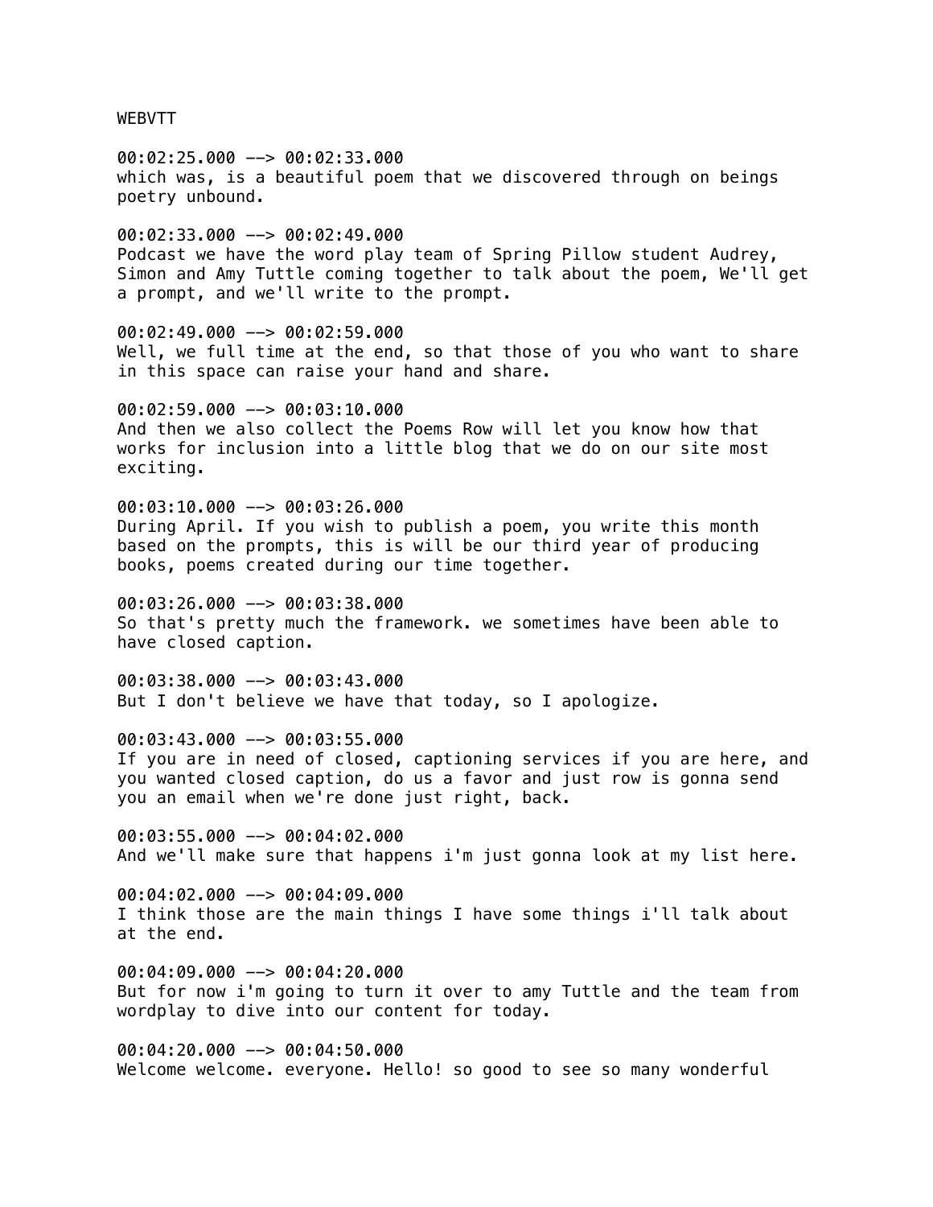WEBVTT

00:02:25.000 --> 00:02:33.000
which was, is a beautiful poem that we discovered through on beings poetry unbound.

00:02:33.000 --> 00:02:49.000
Podcast we have the word play team of Spring Pillow student Audrey, Simon and Amy Tuttle coming together to talk about the poem, We'll get a prompt, and we'll write to the prompt.

00:02:49.000 --> 00:02:59.000
Well, we full time at the end, so that those of you who want to share in this space can raise your hand and share.

00:02:59.000 --> 00:03:10.000
And then we also collect the Poems Row will let you know how that works for inclusion into a little blog that we do on our site most exciting.

00:03:10.000 --> 00:03:26.000
During April. If you wish to publish a poem, you write this month based on the prompts, this is will be our third year of producing books, poems created during our time together.

00:03:26.000 --> 00:03:38.000
So that's pretty much the framework. we sometimes have been able to have closed caption.

00:03:38.000 --> 00:03:43.000
But I don't believe we have that today, so I apologize.

00:03:43.000 --> 00:03:55.000
If you are in need of closed, captioning services if you are here, and you wanted closed caption, do us a favor and just row is gonna send you an email when we're done just right, back.

00:03:55.000 --> 00:04:02.000
And we'll make sure that happens i'm just gonna look at my list here.

00:04:02.000 --> 00:04:09.000
I think those are the main things I have some things i'll talk about at the end.

00:04:09.000 --> 00:04:20.000
But for now i'm going to turn it over to amy Tuttle and the team from wordplay to dive into our content for today.

00:04:20.000 --> 00:04:50.000
Welcome welcome. everyone. Hello! so good to see so many wonderful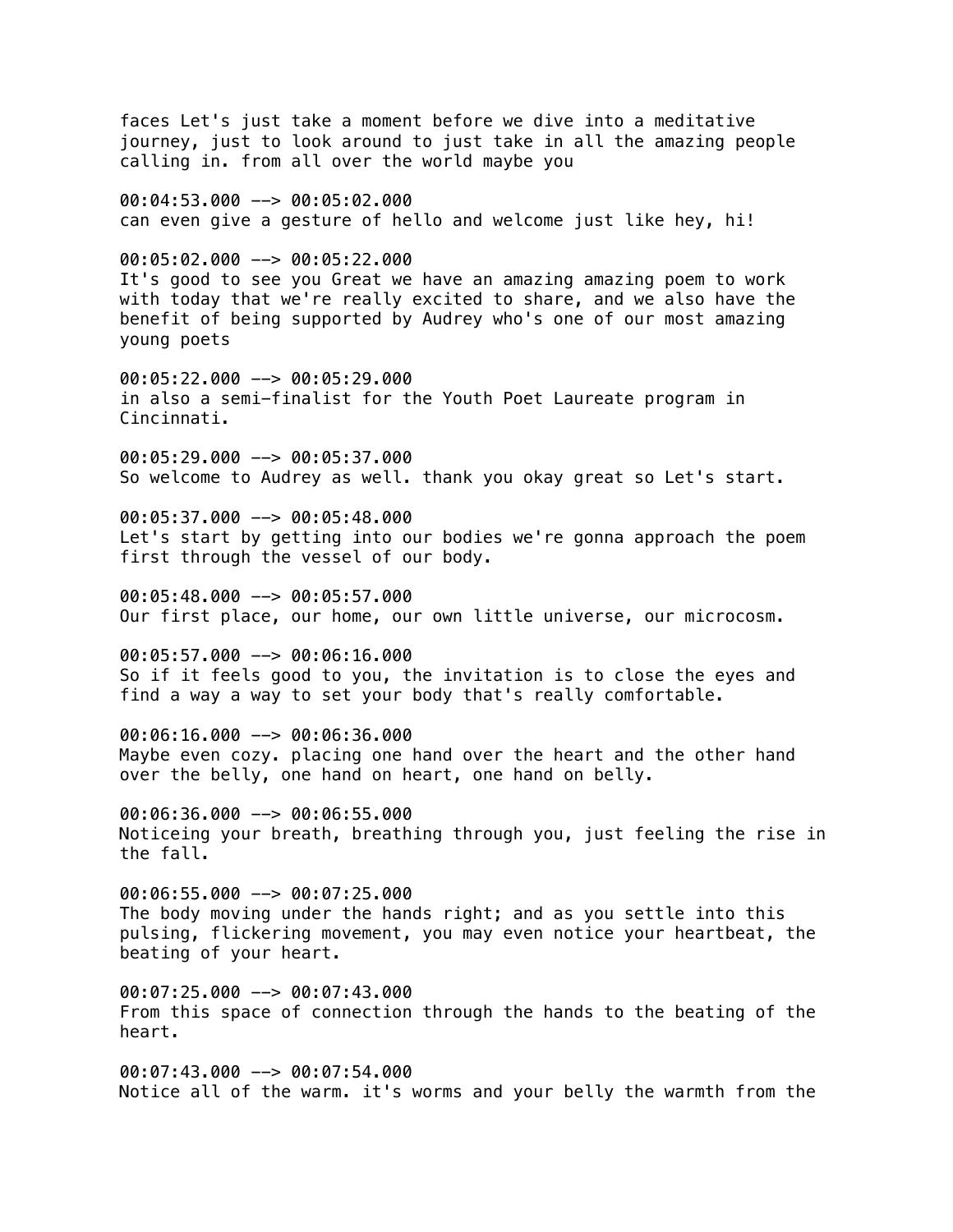faces Let's just take a moment before we dive into a meditative journey, just to look around to just take in all the amazing people calling in. from all over the world maybe you

00:04:53.000 --> 00:05:02.000
can even give a gesture of hello and welcome just like hey, hi!

00:05:02.000 --> 00:05:22.000
It's good to see you Great we have an amazing amazing poem to work with today that we're really excited to share, and we also have the benefit of being supported by Audrey who's one of our most amazing young poets

00:05:22.000 --> 00:05:29.000
in also a semi-finalist for the Youth Poet Laureate program in Cincinnati.

00:05:29.000 --> 00:05:37.000
So welcome to Audrey as well. thank you okay great so Let's start.

00:05:37.000 --> 00:05:48.000
Let's start by getting into our bodies we're gonna approach the poem first through the vessel of our body.

00:05:48.000 --> 00:05:57.000
Our first place, our home, our own little universe, our microcosm.

00:05:57.000 --> 00:06:16.000
So if it feels good to you, the invitation is to close the eyes and find a way a way to set your body that's really comfortable.

00:06:16.000 --> 00:06:36.000
Maybe even cozy. placing one hand over the heart and the other hand over the belly, one hand on heart, one hand on belly.

00:06:36.000 --> 00:06:55.000
Noticeing your breath, breathing through you, just feeling the rise in the fall.

00:06:55.000 --> 00:07:25.000
The body moving under the hands right; and as you settle into this pulsing, flickering movement, you may even notice your heartbeat, the beating of your heart.

00:07:25.000 --> 00:07:43.000
From this space of connection through the hands to the beating of the heart.

00:07:43.000 --> 00:07:54.000
Notice all of the warm. it's worms and your belly the warmth from the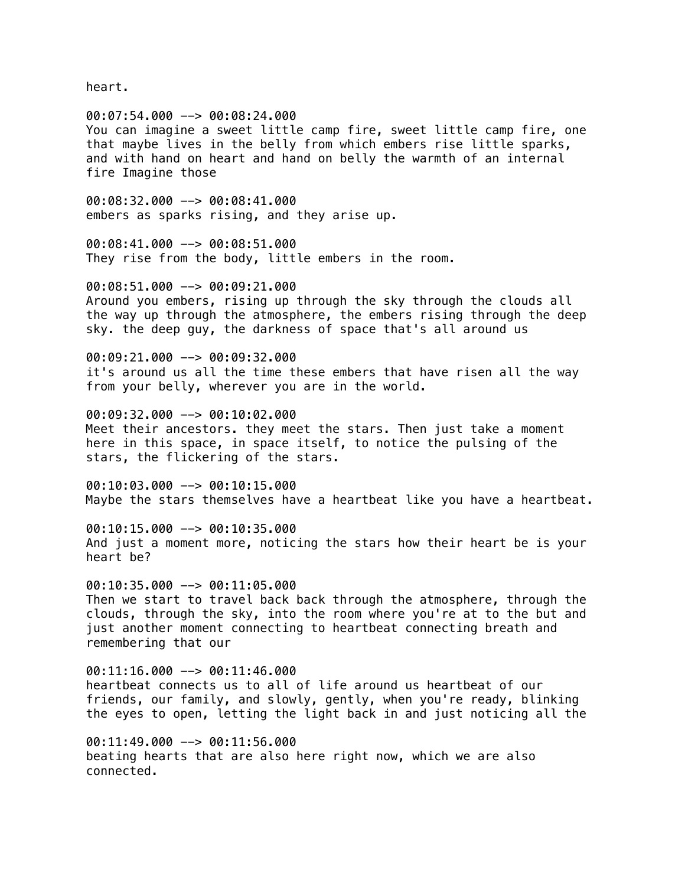heart.

00:07:54.000 --> 00:08:24.000
You can imagine a sweet little camp fire, sweet little camp fire, one that maybe lives in the belly from which embers rise little sparks, and with hand on heart and hand on belly the warmth of an internal fire Imagine those

00:08:32.000 --> 00:08:41.000
embers as sparks rising, and they arise up.

00:08:41.000 --> 00:08:51.000
They rise from the body, little embers in the room.

00:08:51.000 --> 00:09:21.000
Around you embers, rising up through the sky through the clouds all the way up through the atmosphere, the embers rising through the deep sky. the deep guy, the darkness of space that's all around us

00:09:21.000 --> 00:09:32.000
it's around us all the time these embers that have risen all the way from your belly, wherever you are in the world.

00:09:32.000 --> 00:10:02.000
Meet their ancestors. they meet the stars. Then just take a moment here in this space, in space itself, to notice the pulsing of the stars, the flickering of the stars.

00:10:03.000 --> 00:10:15.000
Maybe the stars themselves have a heartbeat like you have a heartbeat.

00:10:15.000 --> 00:10:35.000
And just a moment more, noticing the stars how their heart be is your heart be?

00:10:35.000 --> 00:11:05.000
Then we start to travel back back through the atmosphere, through the clouds, through the sky, into the room where you're at to the but and just another moment connecting to heartbeat connecting breath and remembering that our

00:11:16.000 --> 00:11:46.000
heartbeat connects us to all of life around us heartbeat of our friends, our family, and slowly, gently, when you're ready, blinking the eyes to open, letting the light back in and just noticing all the

00:11:49.000 --> 00:11:56.000
beating hearts that are also here right now, which we are also connected.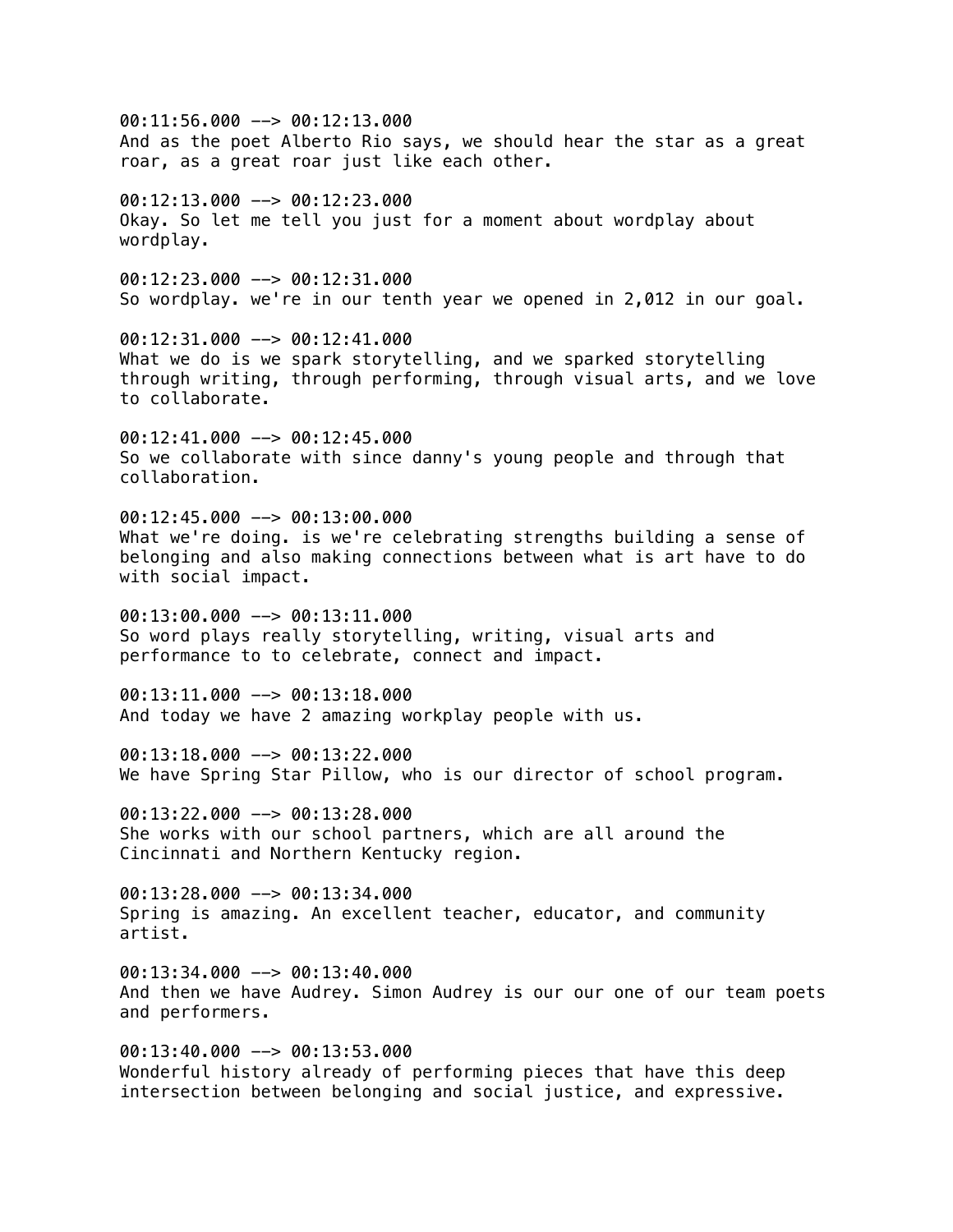00:11:56.000 --> 00:12:13.000
And as the poet Alberto Rio says, we should hear the star as a great roar, as a great roar just like each other.

00:12:13.000 --> 00:12:23.000
Okay. So let me tell you just for a moment about wordplay about wordplay.

00:12:23.000 --> 00:12:31.000
So wordplay. we're in our tenth year we opened in 2,012 in our goal.

00:12:31.000 --> 00:12:41.000
What we do is we spark storytelling, and we sparked storytelling through writing, through performing, through visual arts, and we love to collaborate.

00:12:41.000 --> 00:12:45.000
So we collaborate with since danny's young people and through that collaboration.

00:12:45.000 --> 00:13:00.000
What we're doing. is we're celebrating strengths building a sense of belonging and also making connections between what is art have to do with social impact.

00:13:00.000 --> 00:13:11.000
So word plays really storytelling, writing, visual arts and performance to to celebrate, connect and impact.

00:13:11.000 --> 00:13:18.000
And today we have 2 amazing workplay people with us.

00:13:18.000 --> 00:13:22.000
We have Spring Star Pillow, who is our director of school program.

00:13:22.000 --> 00:13:28.000
She works with our school partners, which are all around the Cincinnati and Northern Kentucky region.

00:13:28.000 --> 00:13:34.000
Spring is amazing. An excellent teacher, educator, and community artist.

00:13:34.000 --> 00:13:40.000
And then we have Audrey. Simon Audrey is our our one of our team poets and performers.

00:13:40.000 --> 00:13:53.000
Wonderful history already of performing pieces that have this deep intersection between belonging and social justice, and expressive.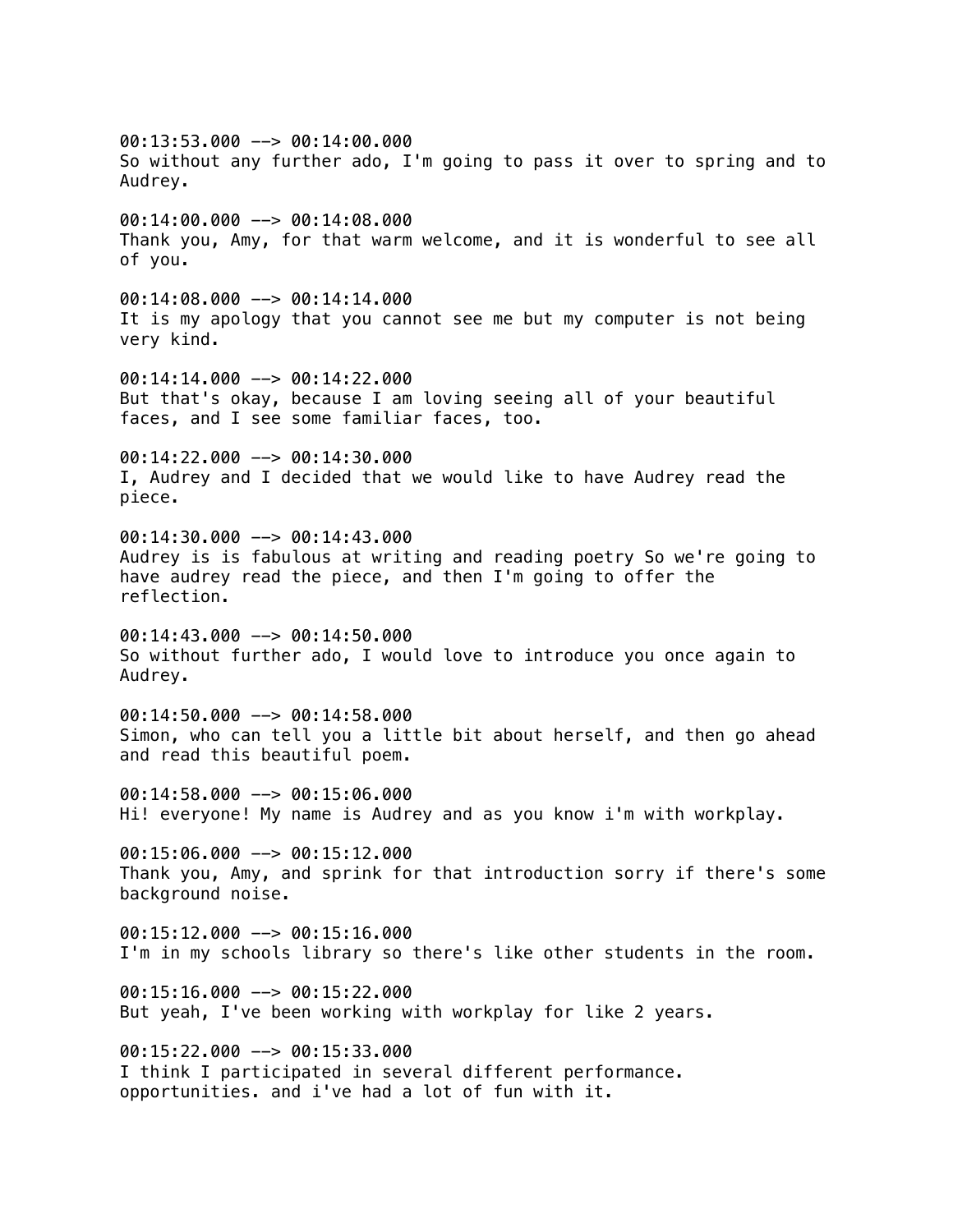00:13:53.000 --> 00:14:00.000
So without any further ado, I'm going to pass it over to spring and to Audrey.

00:14:00.000 --> 00:14:08.000
Thank you, Amy, for that warm welcome, and it is wonderful to see all of you.

00:14:08.000 --> 00:14:14.000
It is my apology that you cannot see me but my computer is not being very kind.

00:14:14.000 --> 00:14:22.000
But that's okay, because I am loving seeing all of your beautiful faces, and I see some familiar faces, too.

00:14:22.000 --> 00:14:30.000
I, Audrey and I decided that we would like to have Audrey read the piece.

00:14:30.000 --> 00:14:43.000
Audrey is is fabulous at writing and reading poetry So we're going to have audrey read the piece, and then I'm going to offer the reflection.

00:14:43.000 --> 00:14:50.000
So without further ado, I would love to introduce you once again to Audrey.

00:14:50.000 --> 00:14:58.000
Simon, who can tell you a little bit about herself, and then go ahead and read this beautiful poem.

00:14:58.000 --> 00:15:06.000
Hi! everyone! My name is Audrey and as you know i'm with workplay.

00:15:06.000 --> 00:15:12.000
Thank you, Amy, and sprink for that introduction sorry if there's some background noise.

00:15:12.000 --> 00:15:16.000
I'm in my schools library so there's like other students in the room.

00:15:16.000 --> 00:15:22.000
But yeah, I've been working with workplay for like 2 years.

00:15:22.000 --> 00:15:33.000
I think I participated in several different performance. opportunities. and i've had a lot of fun with it.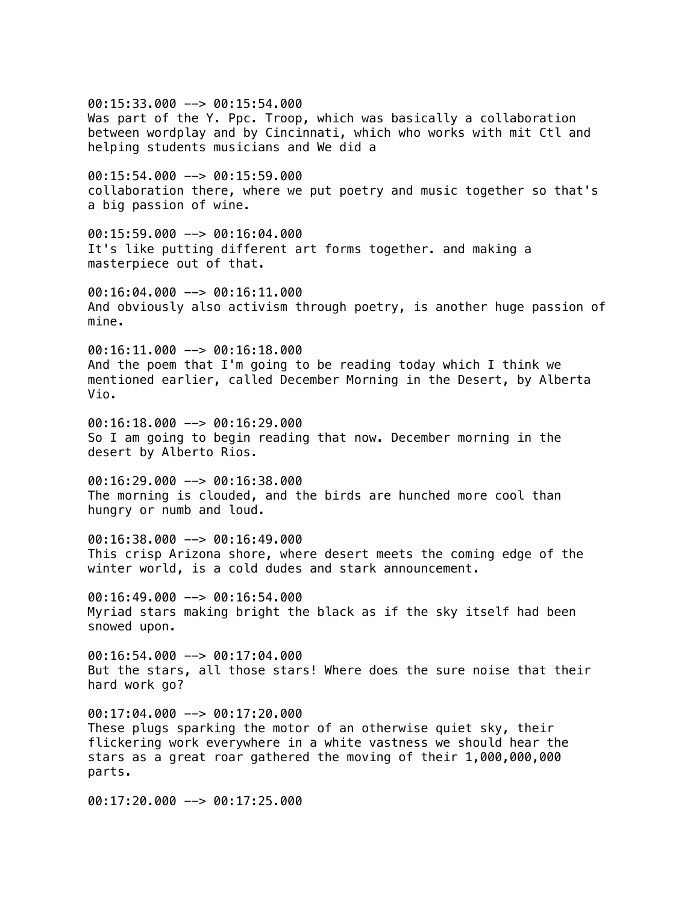00:15:33.000 --> 00:15:54.000
Was part of the Y. Ppc. Troop, which was basically a collaboration between wordplay and by Cincinnati, which who works with mit Ctl and helping students musicians and We did a

00:15:54.000 --> 00:15:59.000
collaboration there, where we put poetry and music together so that's a big passion of wine.

00:15:59.000 --> 00:16:04.000
It's like putting different art forms together. and making a masterpiece out of that.

00:16:04.000 --> 00:16:11.000
And obviously also activism through poetry, is another huge passion of mine.

00:16:11.000 --> 00:16:18.000
And the poem that I'm going to be reading today which I think we mentioned earlier, called December Morning in the Desert, by Alberta Vio.

00:16:18.000 --> 00:16:29.000
So I am going to begin reading that now. December morning in the desert by Alberto Rios.

00:16:29.000 --> 00:16:38.000
The morning is clouded, and the birds are hunched more cool than hungry or numb and loud.

00:16:38.000 --> 00:16:49.000
This crisp Arizona shore, where desert meets the coming edge of the winter world, is a cold dudes and stark announcement.

00:16:49.000 --> 00:16:54.000
Myriad stars making bright the black as if the sky itself had been snowed upon.

00:16:54.000 --> 00:17:04.000
But the stars, all those stars! Where does the sure noise that their hard work go?

00:17:04.000 --> 00:17:20.000
These plugs sparking the motor of an otherwise quiet sky, their flickering work everywhere in a white vastness we should hear the stars as a great roar gathered the moving of their 1,000,000,000 parts.

00:17:20.000 --> 00:17:25.000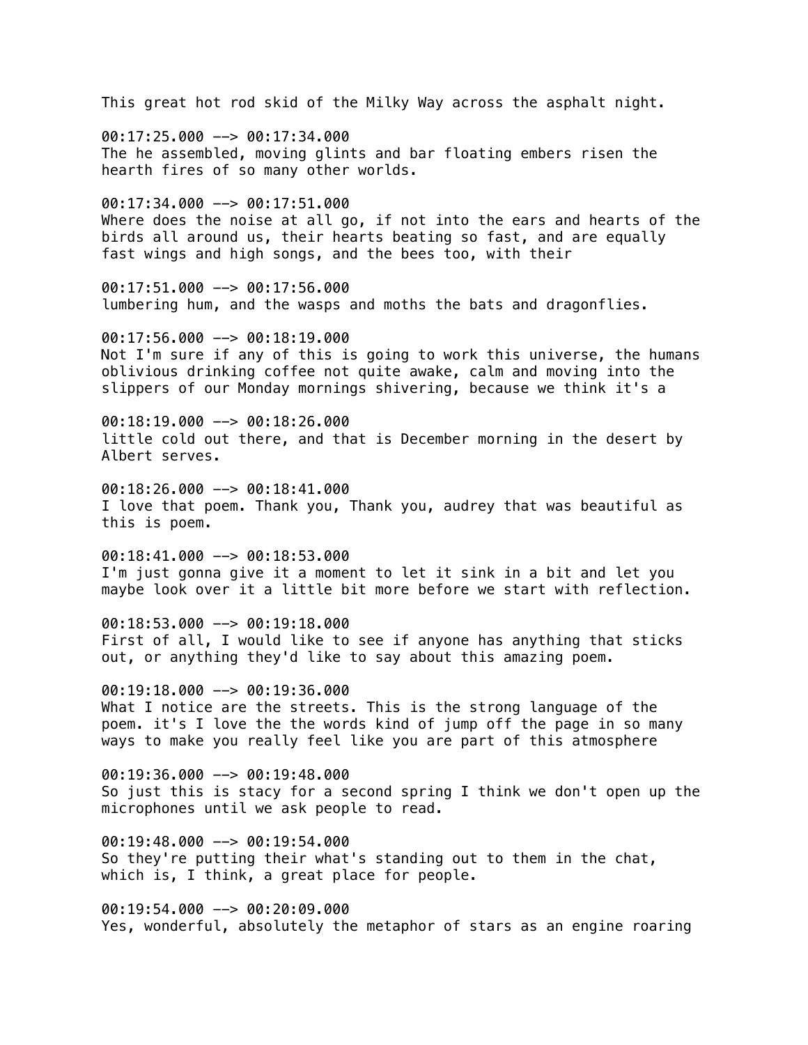This great hot rod skid of the Milky Way across the asphalt night.

00:17:25.000 --> 00:17:34.000
The he assembled, moving glints and bar floating embers risen the hearth fires of so many other worlds.

00:17:34.000 --> 00:17:51.000
Where does the noise at all go, if not into the ears and hearts of the birds all around us, their hearts beating so fast, and are equally fast wings and high songs, and the bees too, with their

00:17:51.000 --> 00:17:56.000
lumbering hum, and the wasps and moths the bats and dragonflies.

00:17:56.000 --> 00:18:19.000
Not I'm sure if any of this is going to work this universe, the humans oblivious drinking coffee not quite awake, calm and moving into the slippers of our Monday mornings shivering, because we think it's a

00:18:19.000 --> 00:18:26.000
little cold out there, and that is December morning in the desert by Albert serves.

00:18:26.000 --> 00:18:41.000
I love that poem. Thank you, Thank you, audrey that was beautiful as this is poem.

00:18:41.000 --> 00:18:53.000
I'm just gonna give it a moment to let it sink in a bit and let you maybe look over it a little bit more before we start with reflection.

00:18:53.000 --> 00:19:18.000
First of all, I would like to see if anyone has anything that sticks out, or anything they'd like to say about this amazing poem.

00:19:18.000 --> 00:19:36.000
What I notice are the streets. This is the strong language of the poem. it's I love the the words kind of jump off the page in so many ways to make you really feel like you are part of this atmosphere

00:19:36.000 --> 00:19:48.000
So just this is stacy for a second spring I think we don't open up the microphones until we ask people to read.

00:19:48.000 --> 00:19:54.000
So they're putting their what's standing out to them in the chat, which is, I think, a great place for people.

00:19:54.000 --> 00:20:09.000
Yes, wonderful, absolutely the metaphor of stars as an engine roaring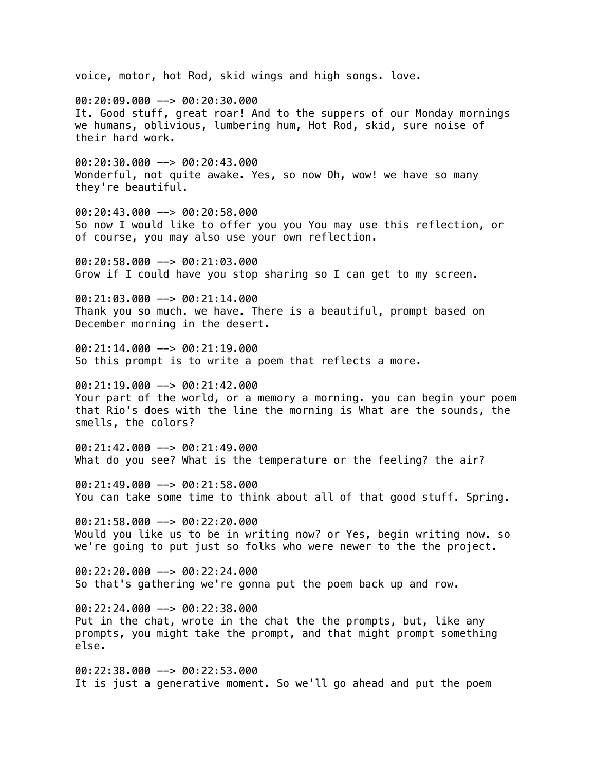voice, motor, hot Rod, skid wings and high songs. love.

00:20:09.000 --> 00:20:30.000
It. Good stuff, great roar! And to the suppers of our Monday mornings we humans, oblivious, lumbering hum, Hot Rod, skid, sure noise of their hard work.

00:20:30.000 --> 00:20:43.000
Wonderful, not quite awake. Yes, so now Oh, wow! we have so many they're beautiful.

00:20:43.000 --> 00:20:58.000
So now I would like to offer you you You may use this reflection, or of course, you may also use your own reflection.

00:20:58.000 --> 00:21:03.000
Grow if I could have you stop sharing so I can get to my screen.

00:21:03.000 --> 00:21:14.000
Thank you so much. we have. There is a beautiful, prompt based on December morning in the desert.

00:21:14.000 --> 00:21:19.000
So this prompt is to write a poem that reflects a more.

00:21:19.000 --> 00:21:42.000
Your part of the world, or a memory a morning. you can begin your poem that Rio's does with the line the morning is What are the sounds, the smells, the colors?

00:21:42.000 --> 00:21:49.000
What do you see? What is the temperature or the feeling? the air?

00:21:49.000 --> 00:21:58.000
You can take some time to think about all of that good stuff. Spring.

00:21:58.000 --> 00:22:20.000
Would you like us to be in writing now? or Yes, begin writing now. so we're going to put just so folks who were newer to the the project.

00:22:20.000 --> 00:22:24.000
So that's gathering we're gonna put the poem back up and row.

00:22:24.000 --> 00:22:38.000
Put in the chat, wrote in the chat the the prompts, but, like any prompts, you might take the prompt, and that might prompt something else.

00:22:38.000 --> 00:22:53.000
It is just a generative moment. So we'll go ahead and put the poem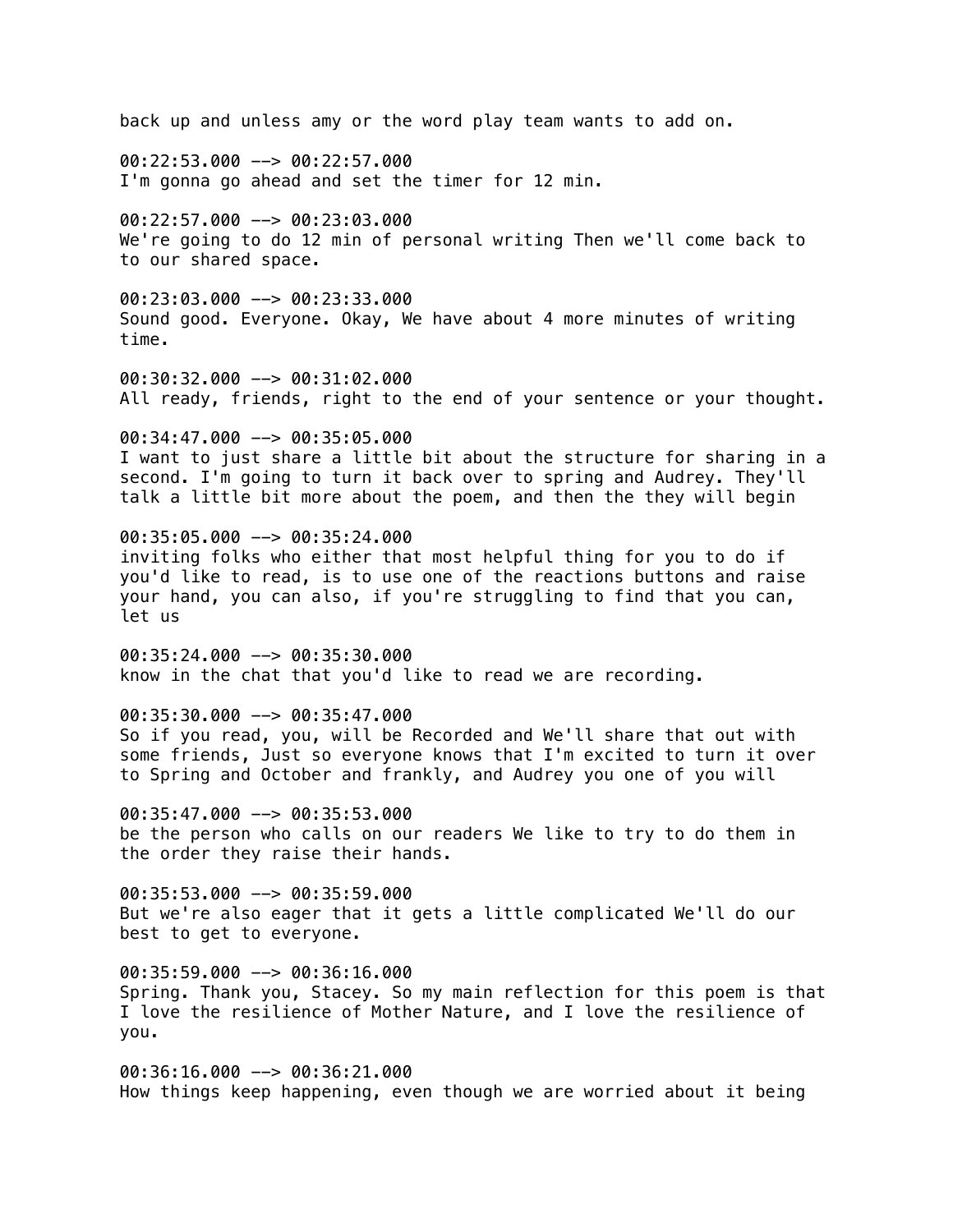back up and unless amy or the word play team wants to add on.

00:22:53.000 --> 00:22:57.000
I'm gonna go ahead and set the timer for 12 min.

00:22:57.000 --> 00:23:03.000
We're going to do 12 min of personal writing Then we'll come back to to our shared space.

00:23:03.000 --> 00:23:33.000
Sound good. Everyone. Okay, We have about 4 more minutes of writing time.

00:30:32.000 --> 00:31:02.000
All ready, friends, right to the end of your sentence or your thought.

00:34:47.000 --> 00:35:05.000
I want to just share a little bit about the structure for sharing in a second. I'm going to turn it back over to spring and Audrey. They'll talk a little bit more about the poem, and then the they will begin

00:35:05.000 --> 00:35:24.000
inviting folks who either that most helpful thing for you to do if you'd like to read, is to use one of the reactions buttons and raise your hand, you can also, if you're struggling to find that you can, let us

00:35:24.000 --> 00:35:30.000
know in the chat that you'd like to read we are recording.

00:35:30.000 --> 00:35:47.000
So if you read, you, will be Recorded and We'll share that out with some friends, Just so everyone knows that I'm excited to turn it over to Spring and October and frankly, and Audrey you one of you will

00:35:47.000 --> 00:35:53.000
be the person who calls on our readers We like to try to do them in the order they raise their hands.

00:35:53.000 --> 00:35:59.000
But we're also eager that it gets a little complicated We'll do our best to get to everyone.

00:35:59.000 --> 00:36:16.000
Spring. Thank you, Stacey. So my main reflection for this poem is that I love the resilience of Mother Nature, and I love the resilience of you.

00:36:16.000 --> 00:36:21.000
How things keep happening, even though we are worried about it being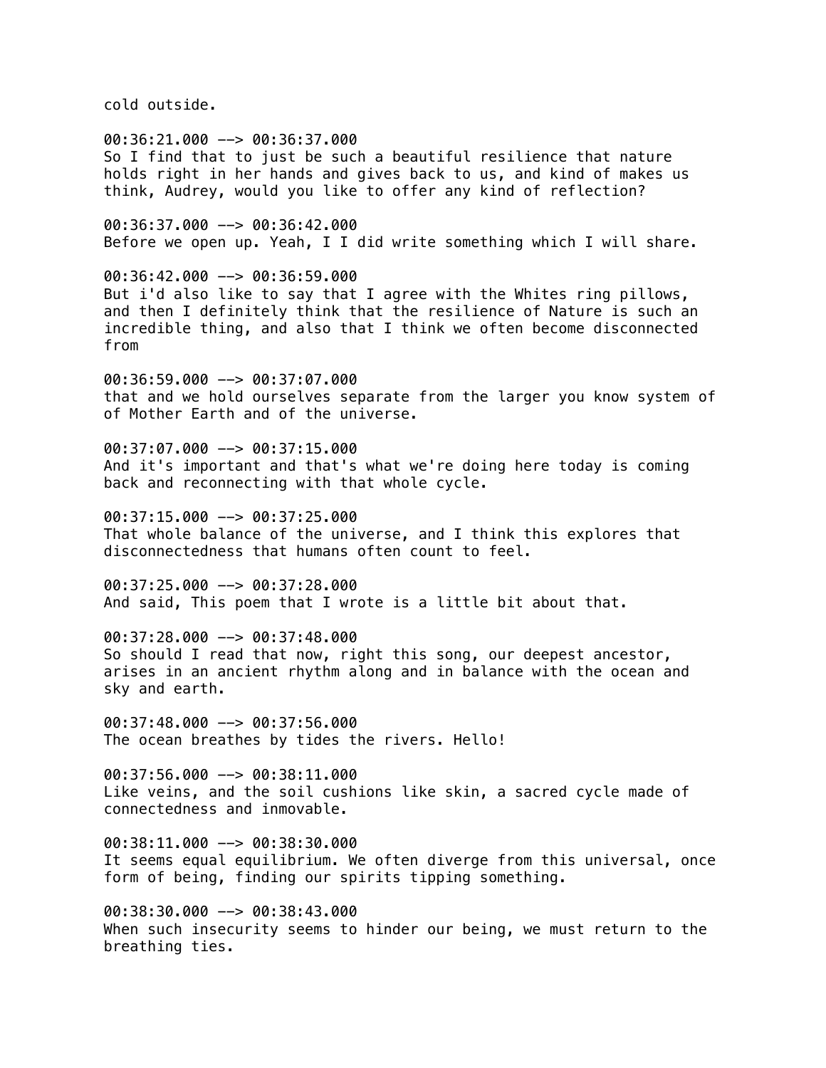cold outside.

00:36:21.000 --> 00:36:37.000
So I find that to just be such a beautiful resilience that nature holds right in her hands and gives back to us, and kind of makes us think, Audrey, would you like to offer any kind of reflection?

00:36:37.000 --> 00:36:42.000
Before we open up. Yeah, I I did write something which I will share.

00:36:42.000 --> 00:36:59.000
But i'd also like to say that I agree with the Whites ring pillows, and then I definitely think that the resilience of Nature is such an incredible thing, and also that I think we often become disconnected from

00:36:59.000 --> 00:37:07.000
that and we hold ourselves separate from the larger you know system of of Mother Earth and of the universe.

00:37:07.000 --> 00:37:15.000
And it's important and that's what we're doing here today is coming back and reconnecting with that whole cycle.

00:37:15.000 --> 00:37:25.000
That whole balance of the universe, and I think this explores that disconnectedness that humans often count to feel.

00:37:25.000 --> 00:37:28.000
And said, This poem that I wrote is a little bit about that.

00:37:28.000 --> 00:37:48.000
So should I read that now, right this song, our deepest ancestor, arises in an ancient rhythm along and in balance with the ocean and sky and earth.

00:37:48.000 --> 00:37:56.000
The ocean breathes by tides the rivers. Hello!

00:37:56.000 --> 00:38:11.000
Like veins, and the soil cushions like skin, a sacred cycle made of connectedness and inmovable.

00:38:11.000 --> 00:38:30.000
It seems equal equilibrium. We often diverge from this universal, once form of being, finding our spirits tipping something.

00:38:30.000 --> 00:38:43.000
When such insecurity seems to hinder our being, we must return to the breathing ties.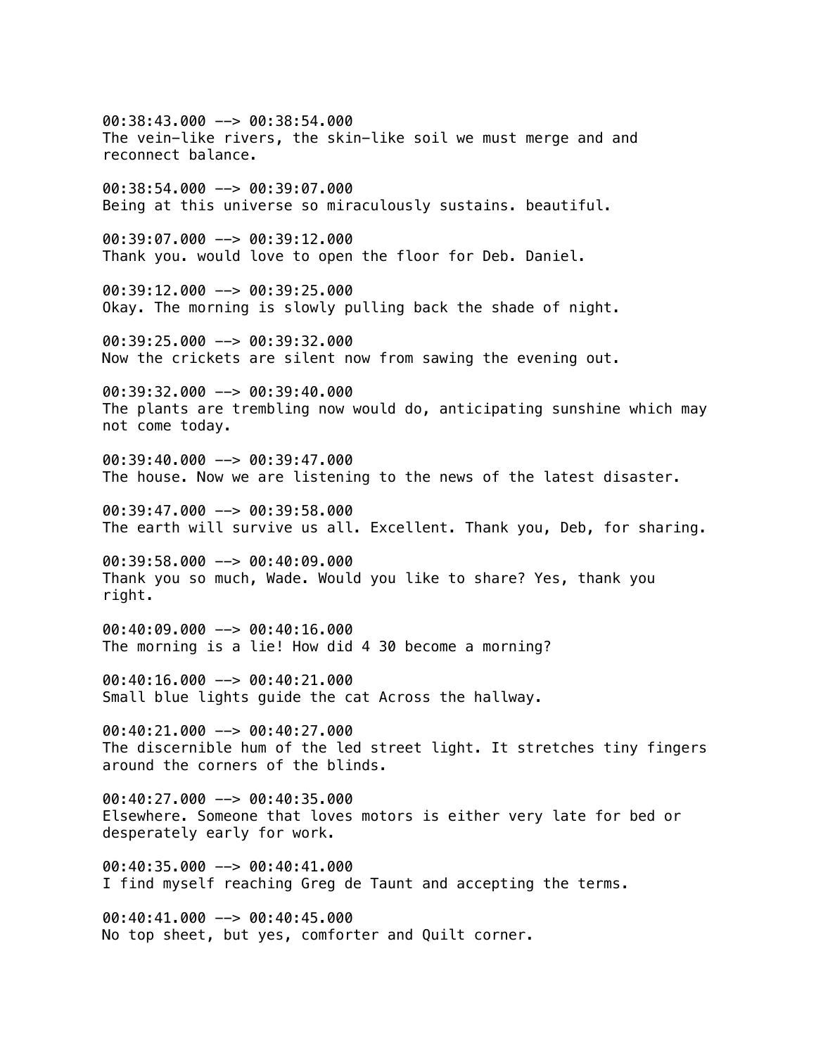00:38:43.000 --> 00:38:54.000
The vein-like rivers, the skin-like soil we must merge and and reconnect balance.

00:38:54.000 --> 00:39:07.000
Being at this universe so miraculously sustains. beautiful.

00:39:07.000 --> 00:39:12.000
Thank you. would love to open the floor for Deb. Daniel.

00:39:12.000 --> 00:39:25.000
Okay. The morning is slowly pulling back the shade of night.

00:39:25.000 --> 00:39:32.000
Now the crickets are silent now from sawing the evening out.

00:39:32.000 --> 00:39:40.000
The plants are trembling now would do, anticipating sunshine which may not come today.

00:39:40.000 --> 00:39:47.000
The house. Now we are listening to the news of the latest disaster.

00:39:47.000 --> 00:39:58.000
The earth will survive us all. Excellent. Thank you, Deb, for sharing.

00:39:58.000 --> 00:40:09.000
Thank you so much, Wade. Would you like to share? Yes, thank you right.

00:40:09.000 --> 00:40:16.000
The morning is a lie! How did 4 30 become a morning?

00:40:16.000 --> 00:40:21.000
Small blue lights guide the cat Across the hallway.

00:40:21.000 --> 00:40:27.000
The discernible hum of the led street light. It stretches tiny fingers around the corners of the blinds.

00:40:27.000 --> 00:40:35.000
Elsewhere. Someone that loves motors is either very late for bed or desperately early for work.

00:40:35.000 --> 00:40:41.000
I find myself reaching Greg de Taunt and accepting the terms.

00:40:41.000 --> 00:40:45.000
No top sheet, but yes, comforter and Quilt corner.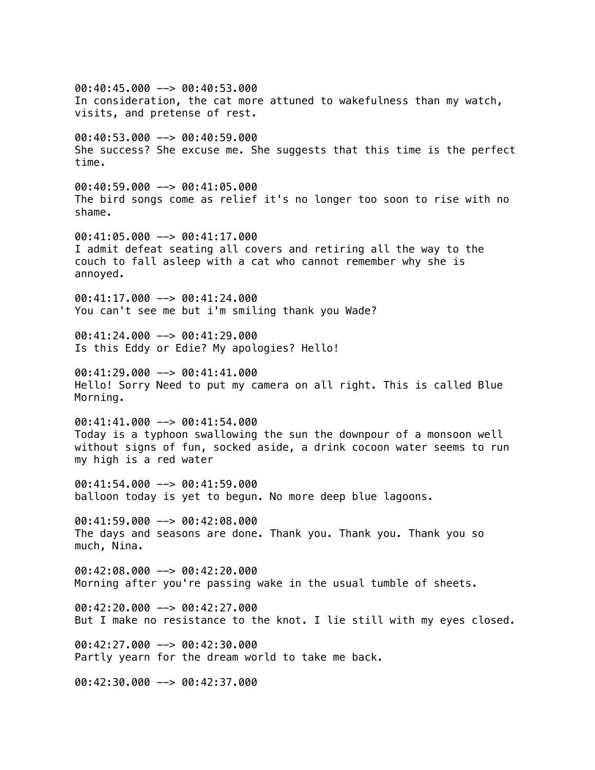00:40:45.000 --> 00:40:53.000
In consideration, the cat more attuned to wakefulness than my watch, visits, and pretense of rest.

00:40:53.000 --> 00:40:59.000
She success? She excuse me. She suggests that this time is the perfect time.

00:40:59.000 --> 00:41:05.000
The bird songs come as relief it's no longer too soon to rise with no shame.

00:41:05.000 --> 00:41:17.000
I admit defeat seating all covers and retiring all the way to the couch to fall asleep with a cat who cannot remember why she is annoyed.

00:41:17.000 --> 00:41:24.000
You can't see me but i'm smiling thank you Wade?

00:41:24.000 --> 00:41:29.000
Is this Eddy or Edie? My apologies? Hello!

00:41:29.000 --> 00:41:41.000
Hello! Sorry Need to put my camera on all right. This is called Blue Morning.

00:41:41.000 --> 00:41:54.000
Today is a typhoon swallowing the sun the downpour of a monsoon well without signs of fun, socked aside, a drink cocoon water seems to run my high is a red water

00:41:54.000 --> 00:41:59.000
balloon today is yet to begun. No more deep blue lagoons.

00:41:59.000 --> 00:42:08.000
The days and seasons are done. Thank you. Thank you. Thank you so much, Nina.

00:42:08.000 --> 00:42:20.000
Morning after you're passing wake in the usual tumble of sheets.

00:42:20.000 --> 00:42:27.000
But I make no resistance to the knot. I lie still with my eyes closed.

00:42:27.000 --> 00:42:30.000
Partly yearn for the dream world to take me back.

00:42:30.000 --> 00:42:37.000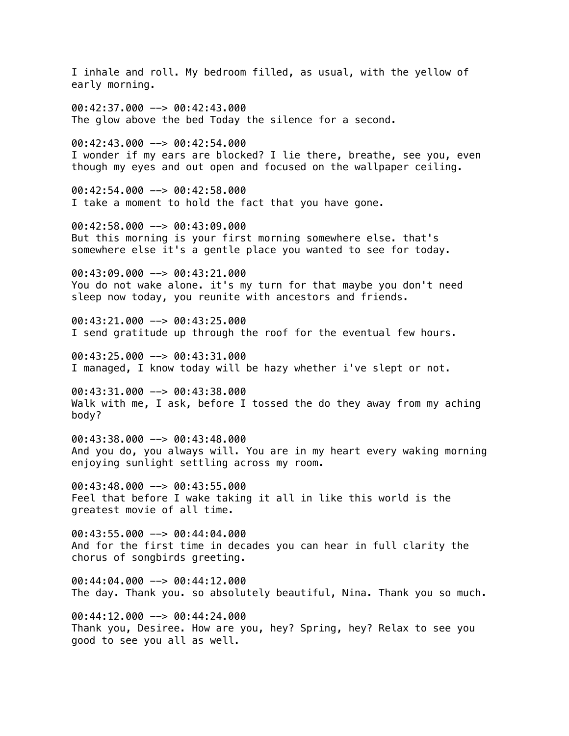I inhale and roll. My bedroom filled, as usual, with the yellow of early morning.

00:42:37.000 --> 00:42:43.000
The glow above the bed Today the silence for a second.

00:42:43.000 --> 00:42:54.000
I wonder if my ears are blocked? I lie there, breathe, see you, even though my eyes and out open and focused on the wallpaper ceiling.

00:42:54.000 --> 00:42:58.000
I take a moment to hold the fact that you have gone.

00:42:58.000 --> 00:43:09.000
But this morning is your first morning somewhere else. that's somewhere else it's a gentle place you wanted to see for today.

00:43:09.000 --> 00:43:21.000
You do not wake alone. it's my turn for that maybe you don't need sleep now today, you reunite with ancestors and friends.

00:43:21.000 --> 00:43:25.000
I send gratitude up through the roof for the eventual few hours.

00:43:25.000 --> 00:43:31.000
I managed, I know today will be hazy whether i've slept or not.

00:43:31.000 --> 00:43:38.000
Walk with me, I ask, before I tossed the do they away from my aching body?

00:43:38.000 --> 00:43:48.000
And you do, you always will. You are in my heart every waking morning enjoying sunlight settling across my room.

00:43:48.000 --> 00:43:55.000
Feel that before I wake taking it all in like this world is the greatest movie of all time.

00:43:55.000 --> 00:44:04.000
And for the first time in decades you can hear in full clarity the chorus of songbirds greeting.

00:44:04.000 --> 00:44:12.000
The day. Thank you. so absolutely beautiful, Nina. Thank you so much.

00:44:12.000 --> 00:44:24.000
Thank you, Desiree. How are you, hey? Spring, hey? Relax to see you good to see you all as well.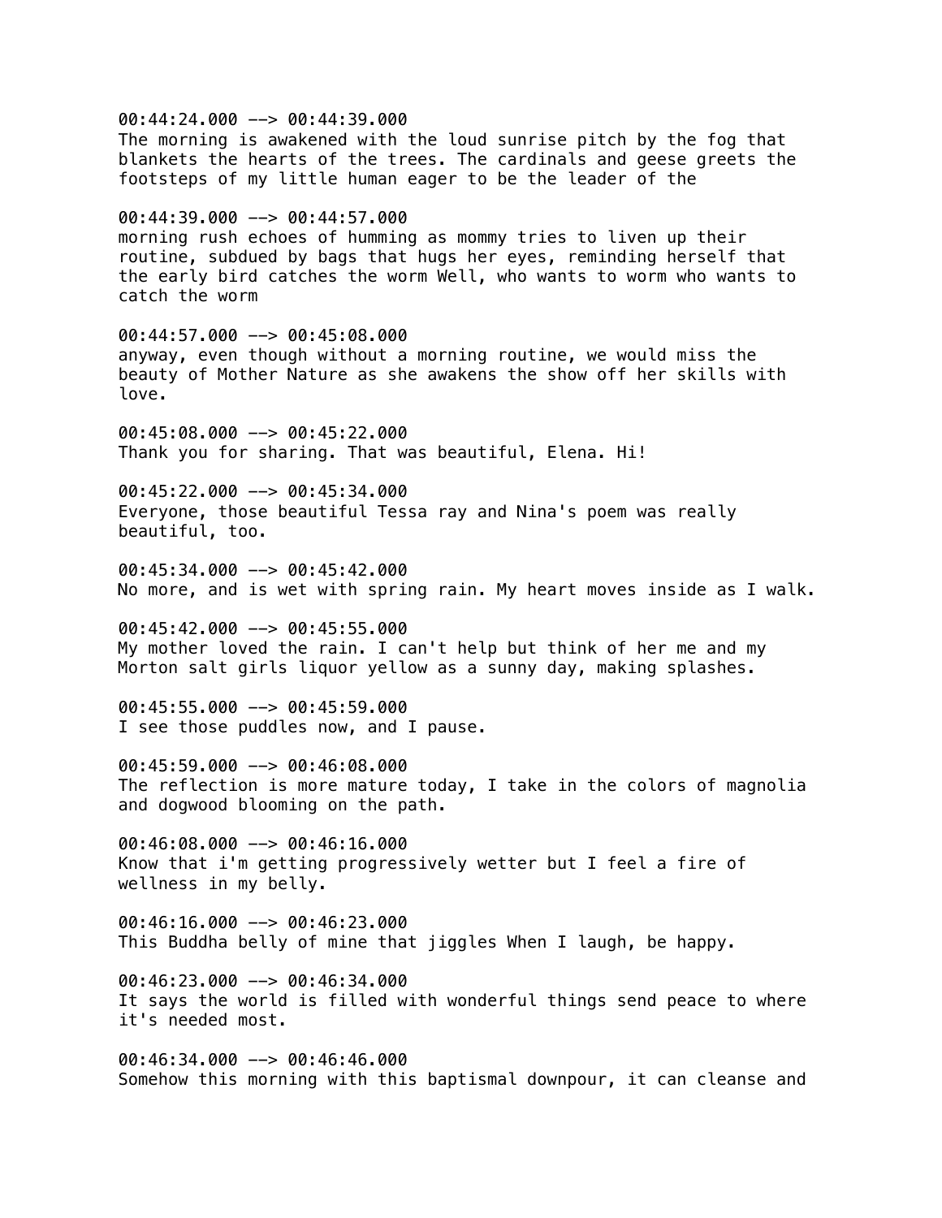00:44:24.000 --> 00:44:39.000
The morning is awakened with the loud sunrise pitch by the fog that blankets the hearts of the trees. The cardinals and geese greets the footsteps of my little human eager to be the leader of the

00:44:39.000 --> 00:44:57.000
morning rush echoes of humming as mommy tries to liven up their routine, subdued by bags that hugs her eyes, reminding herself that the early bird catches the worm Well, who wants to worm who wants to catch the worm

00:44:57.000 --> 00:45:08.000
anyway, even though without a morning routine, we would miss the beauty of Mother Nature as she awakens the show off her skills with love.

00:45:08.000 --> 00:45:22.000
Thank you for sharing. That was beautiful, Elena. Hi!

00:45:22.000 --> 00:45:34.000
Everyone, those beautiful Tessa ray and Nina's poem was really beautiful, too.

00:45:34.000 --> 00:45:42.000
No more, and is wet with spring rain. My heart moves inside as I walk.

00:45:42.000 --> 00:45:55.000
My mother loved the rain. I can't help but think of her me and my Morton salt girls liquor yellow as a sunny day, making splashes.

00:45:55.000 --> 00:45:59.000
I see those puddles now, and I pause.

00:45:59.000 --> 00:46:08.000
The reflection is more mature today, I take in the colors of magnolia and dogwood blooming on the path.

00:46:08.000 --> 00:46:16.000
Know that i'm getting progressively wetter but I feel a fire of wellness in my belly.

00:46:16.000 --> 00:46:23.000
This Buddha belly of mine that jiggles When I laugh, be happy.

00:46:23.000 --> 00:46:34.000
It says the world is filled with wonderful things send peace to where it's needed most.

00:46:34.000 --> 00:46:46.000
Somehow this morning with this baptismal downpour, it can cleanse and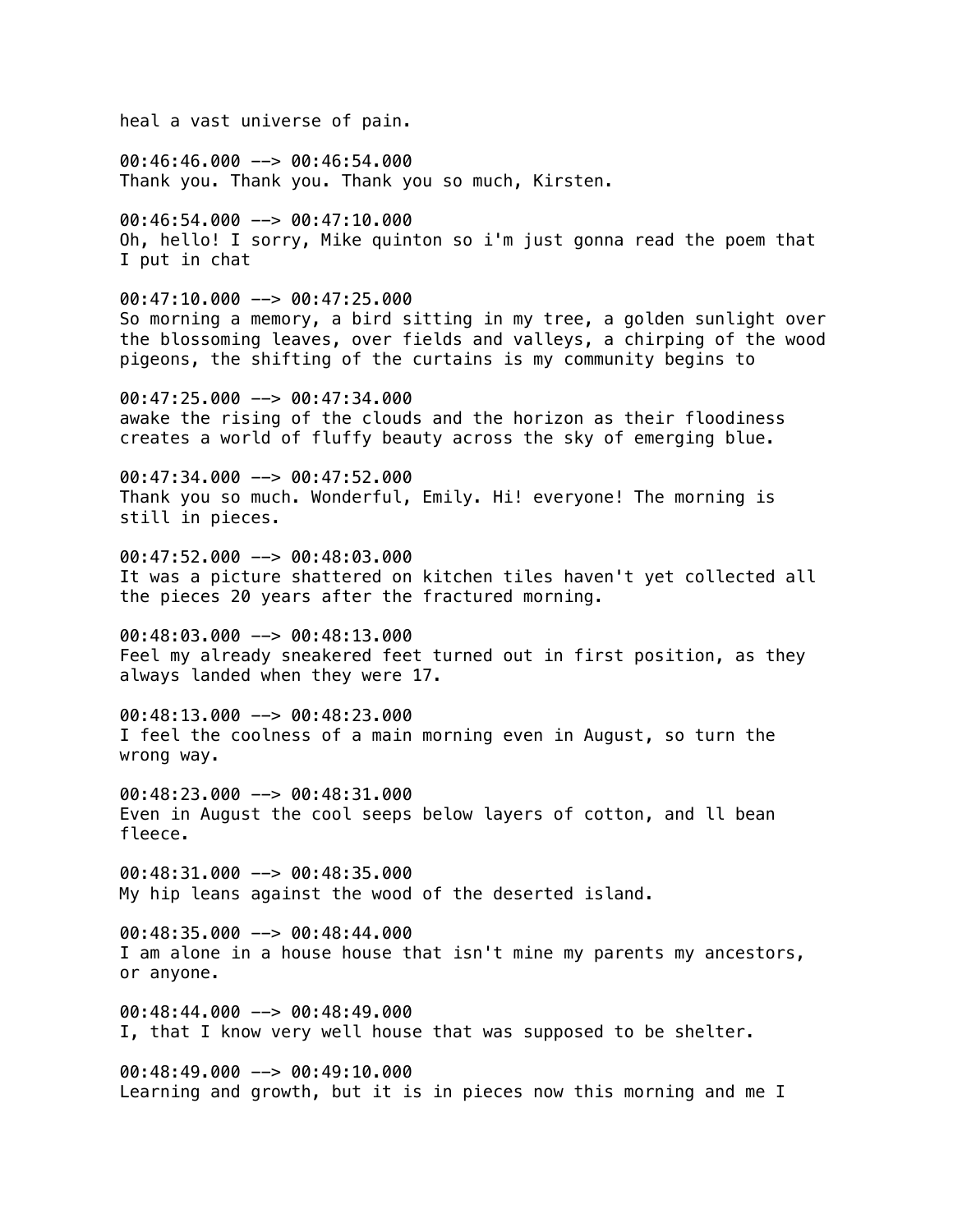heal a vast universe of pain.

00:46:46.000 --> 00:46:54.000
Thank you. Thank you. Thank you so much, Kirsten.

00:46:54.000 --> 00:47:10.000
Oh, hello! I sorry, Mike quinton so i'm just gonna read the poem that I put in chat

00:47:10.000 --> 00:47:25.000
So morning a memory, a bird sitting in my tree, a golden sunlight over the blossoming leaves, over fields and valleys, a chirping of the wood pigeons, the shifting of the curtains is my community begins to

00:47:25.000 --> 00:47:34.000
awake the rising of the clouds and the horizon as their floodiness creates a world of fluffy beauty across the sky of emerging blue.

00:47:34.000 --> 00:47:52.000
Thank you so much. Wonderful, Emily. Hi! everyone! The morning is still in pieces.

00:47:52.000 --> 00:48:03.000
It was a picture shattered on kitchen tiles haven't yet collected all the pieces 20 years after the fractured morning.

00:48:03.000 --> 00:48:13.000
Feel my already sneakered feet turned out in first position, as they always landed when they were 17.

00:48:13.000 --> 00:48:23.000
I feel the coolness of a main morning even in August, so turn the wrong way.

00:48:23.000 --> 00:48:31.000
Even in August the cool seeps below layers of cotton, and ll bean fleece.

00:48:31.000 --> 00:48:35.000
My hip leans against the wood of the deserted island.

00:48:35.000 --> 00:48:44.000
I am alone in a house house that isn't mine my parents my ancestors, or anyone.

00:48:44.000 --> 00:48:49.000
I, that I know very well house that was supposed to be shelter.

00:48:49.000 --> 00:49:10.000
Learning and growth, but it is in pieces now this morning and me I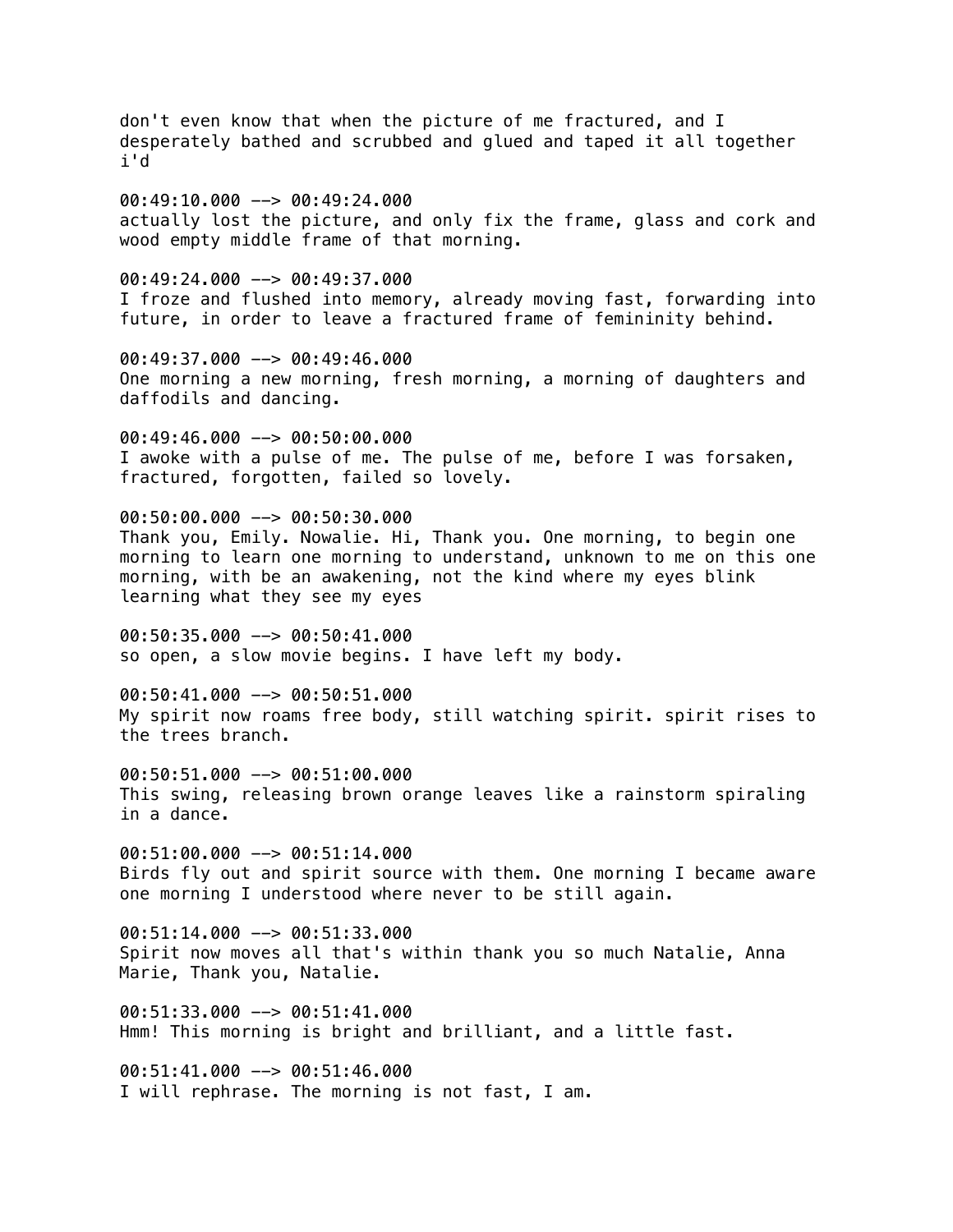don't even know that when the picture of me fractured, and I desperately bathed and scrubbed and glued and taped it all together i'd

00:49:10.000 --> 00:49:24.000
actually lost the picture, and only fix the frame, glass and cork and wood empty middle frame of that morning.

00:49:24.000 --> 00:49:37.000
I froze and flushed into memory, already moving fast, forwarding into future, in order to leave a fractured frame of femininity behind.

00:49:37.000 --> 00:49:46.000
One morning a new morning, fresh morning, a morning of daughters and daffodils and dancing.

00:49:46.000 --> 00:50:00.000
I awoke with a pulse of me. The pulse of me, before I was forsaken, fractured, forgotten, failed so lovely.

00:50:00.000 --> 00:50:30.000
Thank you, Emily. Nowalie. Hi, Thank you. One morning, to begin one morning to learn one morning to understand, unknown to me on this one morning, with be an awakening, not the kind where my eyes blink learning what they see my eyes

00:50:35.000 --> 00:50:41.000
so open, a slow movie begins. I have left my body.

00:50:41.000 --> 00:50:51.000
My spirit now roams free body, still watching spirit. spirit rises to the trees branch.

00:50:51.000 --> 00:51:00.000
This swing, releasing brown orange leaves like a rainstorm spiraling in a dance.

00:51:00.000 --> 00:51:14.000
Birds fly out and spirit source with them. One morning I became aware one morning I understood where never to be still again.

00:51:14.000 --> 00:51:33.000
Spirit now moves all that's within thank you so much Natalie, Anna Marie, Thank you, Natalie.

00:51:33.000 --> 00:51:41.000
Hmm! This morning is bright and brilliant, and a little fast.

00:51:41.000 --> 00:51:46.000
I will rephrase. The morning is not fast, I am.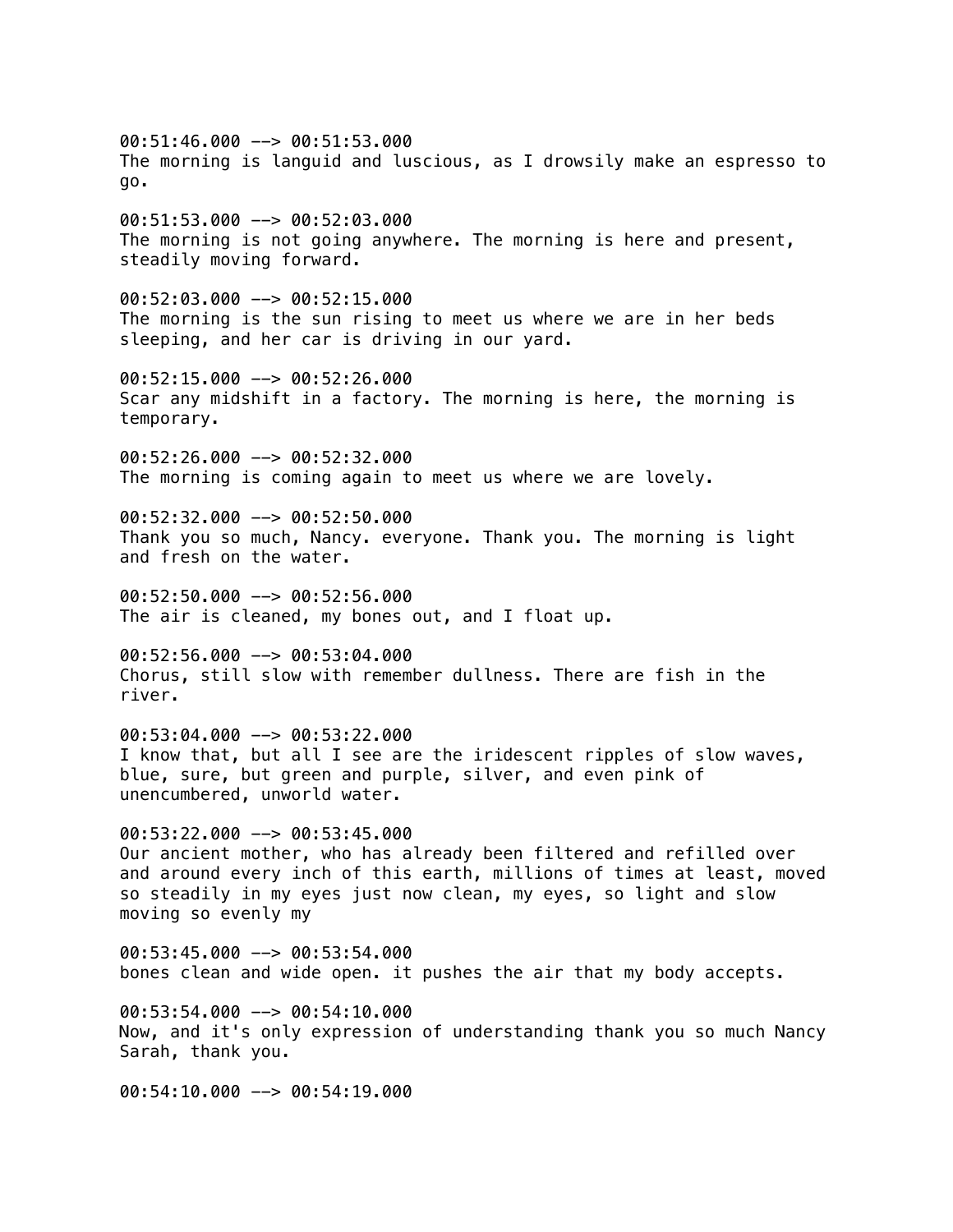00:51:46.000 --> 00:51:53.000
The morning is languid and luscious, as I drowsily make an espresso to go.

00:51:53.000 --> 00:52:03.000
The morning is not going anywhere. The morning is here and present, steadily moving forward.

00:52:03.000 --> 00:52:15.000
The morning is the sun rising to meet us where we are in her beds sleeping, and her car is driving in our yard.

00:52:15.000 --> 00:52:26.000
Scar any midshift in a factory. The morning is here, the morning is temporary.

00:52:26.000 --> 00:52:32.000
The morning is coming again to meet us where we are lovely.

00:52:32.000 --> 00:52:50.000
Thank you so much, Nancy. everyone. Thank you. The morning is light and fresh on the water.

00:52:50.000 --> 00:52:56.000
The air is cleaned, my bones out, and I float up.

00:52:56.000 --> 00:53:04.000
Chorus, still slow with remember dullness. There are fish in the river.

00:53:04.000 --> 00:53:22.000
I know that, but all I see are the iridescent ripples of slow waves, blue, sure, but green and purple, silver, and even pink of unencumbered, unworld water.

00:53:22.000 --> 00:53:45.000
Our ancient mother, who has already been filtered and refilled over and around every inch of this earth, millions of times at least, moved so steadily in my eyes just now clean, my eyes, so light and slow moving so evenly my

00:53:45.000 --> 00:53:54.000
bones clean and wide open. it pushes the air that my body accepts.

00:53:54.000 --> 00:54:10.000
Now, and it's only expression of understanding thank you so much Nancy Sarah, thank you.

00:54:10.000 --> 00:54:19.000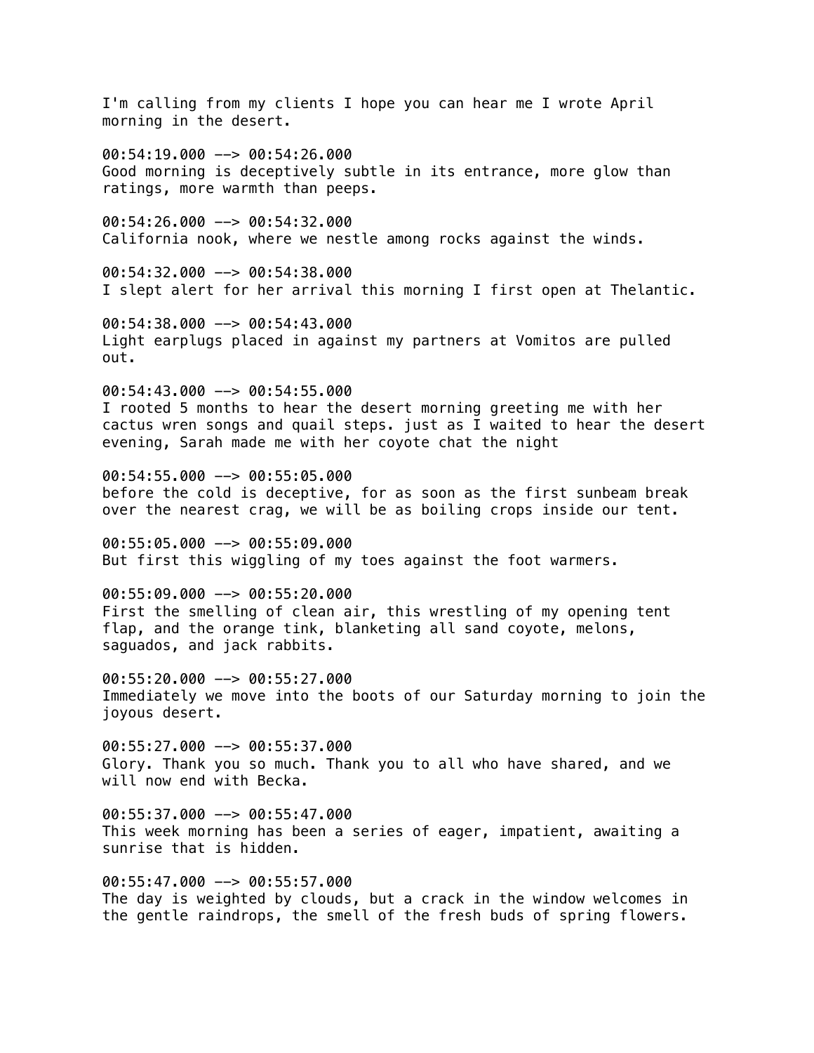I'm calling from my clients I hope you can hear me I wrote April morning in the desert.

00:54:19.000 --> 00:54:26.000
Good morning is deceptively subtle in its entrance, more glow than ratings, more warmth than peeps.

00:54:26.000 --> 00:54:32.000
California nook, where we nestle among rocks against the winds.

00:54:32.000 --> 00:54:38.000
I slept alert for her arrival this morning I first open at Thelantic.

00:54:38.000 --> 00:54:43.000
Light earplugs placed in against my partners at Vomitos are pulled out.

00:54:43.000 --> 00:54:55.000
I rooted 5 months to hear the desert morning greeting me with her cactus wren songs and quail steps. just as I waited to hear the desert evening, Sarah made me with her coyote chat the night

00:54:55.000 --> 00:55:05.000
before the cold is deceptive, for as soon as the first sunbeam break over the nearest crag, we will be as boiling crops inside our tent.

00:55:05.000 --> 00:55:09.000
But first this wiggling of my toes against the foot warmers.

00:55:09.000 --> 00:55:20.000
First the smelling of clean air, this wrestling of my opening tent flap, and the orange tink, blanketing all sand coyote, melons, saguados, and jack rabbits.

00:55:20.000 --> 00:55:27.000
Immediately we move into the boots of our Saturday morning to join the joyous desert.

00:55:27.000 --> 00:55:37.000
Glory. Thank you so much. Thank you to all who have shared, and we will now end with Becka.

00:55:37.000 --> 00:55:47.000
This week morning has been a series of eager, impatient, awaiting a sunrise that is hidden.

00:55:47.000 --> 00:55:57.000
The day is weighted by clouds, but a crack in the window welcomes in the gentle raindrops, the smell of the fresh buds of spring flowers.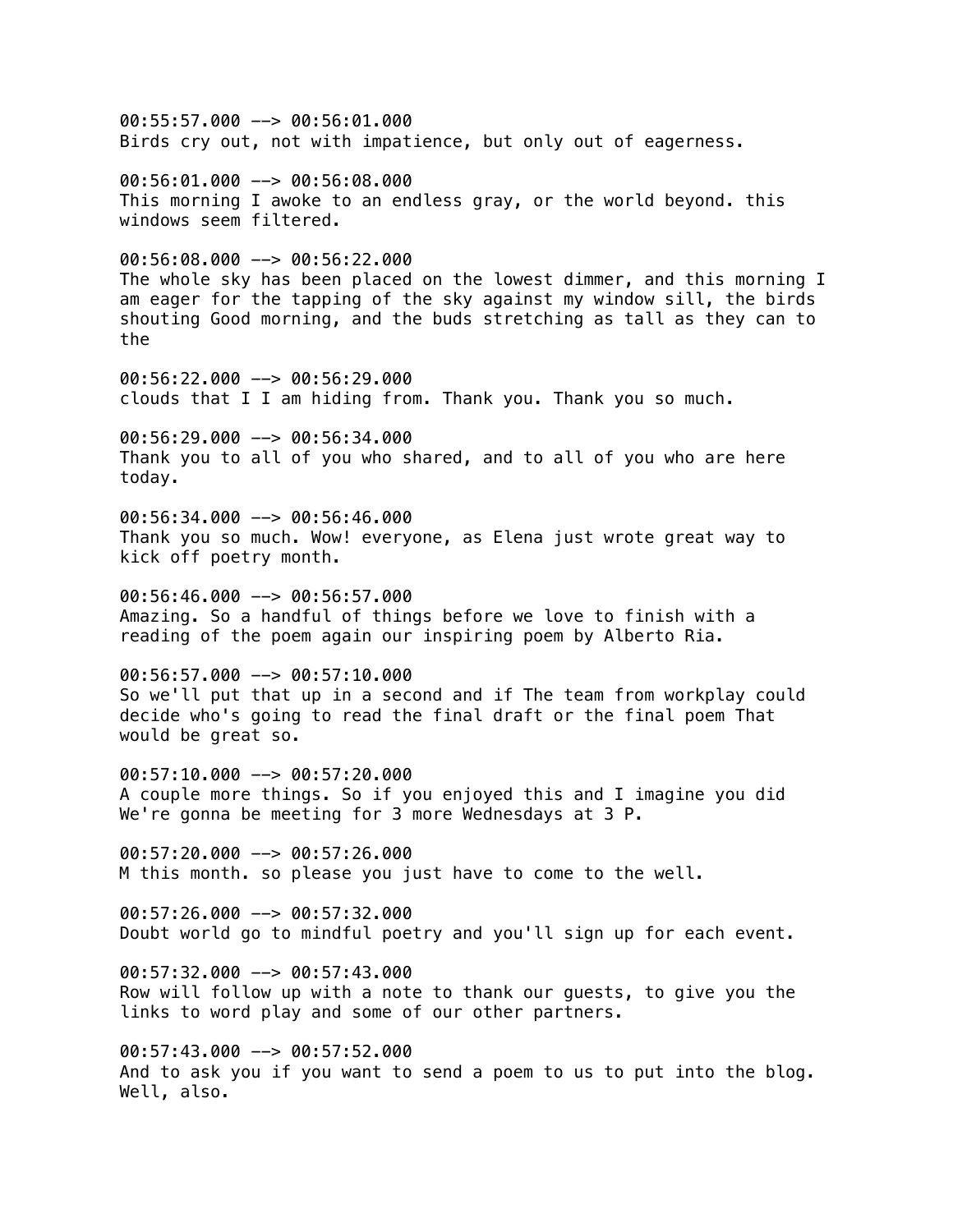00:55:57.000 --> 00:56:01.000
Birds cry out, not with impatience, but only out of eagerness.

00:56:01.000 --> 00:56:08.000
This morning I awoke to an endless gray, or the world beyond. this windows seem filtered.

00:56:08.000 --> 00:56:22.000
The whole sky has been placed on the lowest dimmer, and this morning I am eager for the tapping of the sky against my window sill, the birds shouting Good morning, and the buds stretching as tall as they can to the

00:56:22.000 --> 00:56:29.000
clouds that I I am hiding from. Thank you. Thank you so much.

00:56:29.000 --> 00:56:34.000
Thank you to all of you who shared, and to all of you who are here today.

00:56:34.000 --> 00:56:46.000
Thank you so much. Wow! everyone, as Elena just wrote great way to kick off poetry month.

00:56:46.000 --> 00:56:57.000
Amazing. So a handful of things before we love to finish with a reading of the poem again our inspiring poem by Alberto Ria.

00:56:57.000 --> 00:57:10.000
So we'll put that up in a second and if The team from workplay could decide who's going to read the final draft or the final poem That would be great so.

00:57:10.000 --> 00:57:20.000
A couple more things. So if you enjoyed this and I imagine you did We're gonna be meeting for 3 more Wednesdays at 3 P.

00:57:20.000 --> 00:57:26.000
M this month. so please you just have to come to the well.

00:57:26.000 --> 00:57:32.000
Doubt world go to mindful poetry and you'll sign up for each event.

00:57:32.000 --> 00:57:43.000
Row will follow up with a note to thank our guests, to give you the links to word play and some of our other partners.

00:57:43.000 --> 00:57:52.000
And to ask you if you want to send a poem to us to put into the blog. Well, also.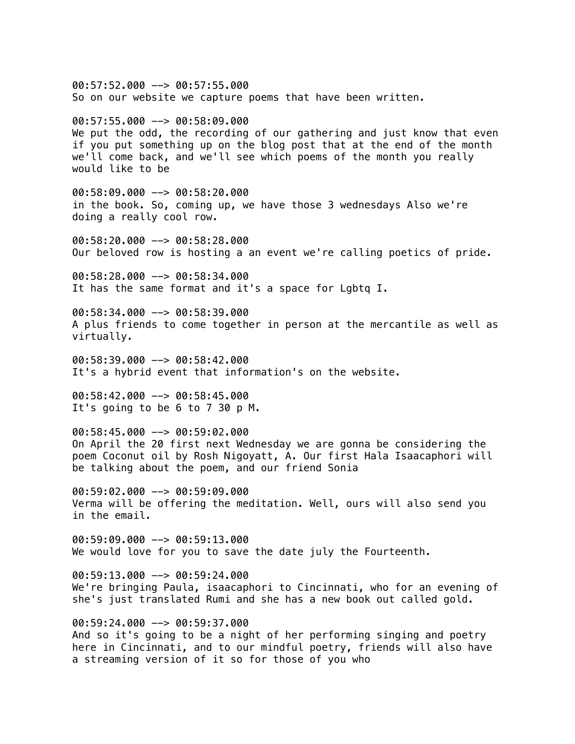00:57:52.000 --> 00:57:55.000
So on our website we capture poems that have been written.

00:57:55.000 --> 00:58:09.000
We put the odd, the recording of our gathering and just know that even if you put something up on the blog post that at the end of the month we'll come back, and we'll see which poems of the month you really would like to be

00:58:09.000 --> 00:58:20.000
in the book. So, coming up, we have those 3 wednesdays Also we're doing a really cool row.

00:58:20.000 --> 00:58:28.000
Our beloved row is hosting a an event we're calling poetics of pride.

00:58:28.000 --> 00:58:34.000
It has the same format and it's a space for Lgbtq I.

00:58:34.000 --> 00:58:39.000
A plus friends to come together in person at the mercantile as well as virtually.

00:58:39.000 --> 00:58:42.000
It's a hybrid event that information's on the website.

00:58:42.000 --> 00:58:45.000
It's going to be 6 to 7 30 p M.

00:58:45.000 --> 00:59:02.000
On April the 20 first next Wednesday we are gonna be considering the poem Coconut oil by Rosh Nigoyatt, A. Our first Hala Isaacaphori will be talking about the poem, and our friend Sonia

00:59:02.000 --> 00:59:09.000
Verma will be offering the meditation. Well, ours will also send you in the email.

00:59:09.000 --> 00:59:13.000
We would love for you to save the date july the Fourteenth.

00:59:13.000 --> 00:59:24.000
We're bringing Paula, isaacaphori to Cincinnati, who for an evening of she's just translated Rumi and she has a new book out called gold.

00:59:24.000 --> 00:59:37.000
And so it's going to be a night of her performing singing and poetry here in Cincinnati, and to our mindful poetry, friends will also have a streaming version of it so for those of you who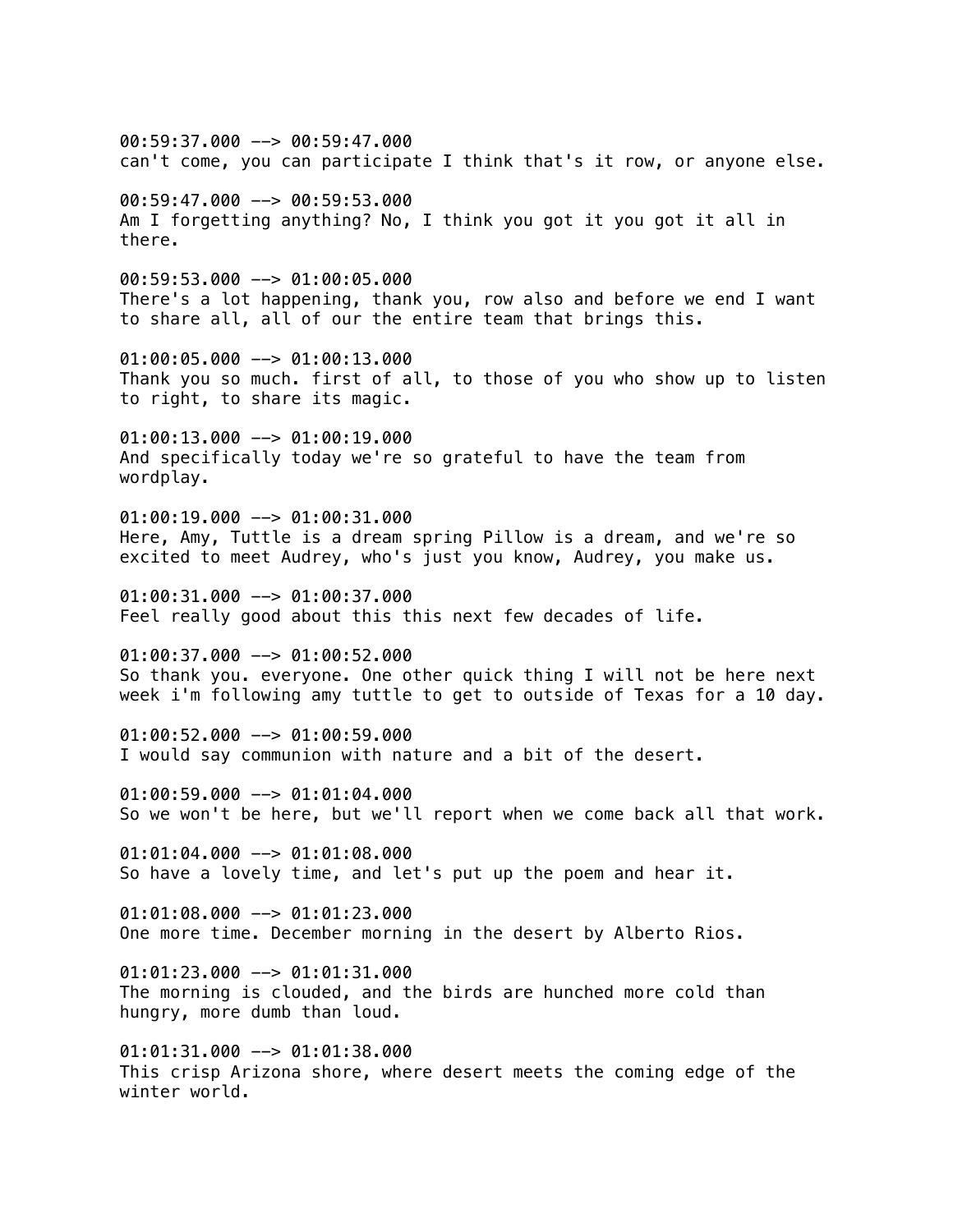00:59:37.000 --> 00:59:47.000
can't come, you can participate I think that's it row, or anyone else.

00:59:47.000 --> 00:59:53.000
Am I forgetting anything? No, I think you got it you got it all in there.

00:59:53.000 --> 01:00:05.000
There's a lot happening, thank you, row also and before we end I want to share all, all of our the entire team that brings this.

01:00:05.000 --> 01:00:13.000
Thank you so much. first of all, to those of you who show up to listen to right, to share its magic.

01:00:13.000 --> 01:00:19.000
And specifically today we're so grateful to have the team from wordplay.

01:00:19.000 --> 01:00:31.000
Here, Amy, Tuttle is a dream spring Pillow is a dream, and we're so excited to meet Audrey, who's just you know, Audrey, you make us.

01:00:31.000 --> 01:00:37.000
Feel really good about this this next few decades of life.

01:00:37.000 --> 01:00:52.000
So thank you. everyone. One other quick thing I will not be here next week i'm following amy tuttle to get to outside of Texas for a 10 day.

01:00:52.000 --> 01:00:59.000
I would say communion with nature and a bit of the desert.

01:00:59.000 --> 01:01:04.000
So we won't be here, but we'll report when we come back all that work.

01:01:04.000 --> 01:01:08.000
So have a lovely time, and let's put up the poem and hear it.

01:01:08.000 --> 01:01:23.000
One more time. December morning in the desert by Alberto Rios.

01:01:23.000 --> 01:01:31.000
The morning is clouded, and the birds are hunched more cold than hungry, more dumb than loud.

01:01:31.000 --> 01:01:38.000
This crisp Arizona shore, where desert meets the coming edge of the winter world.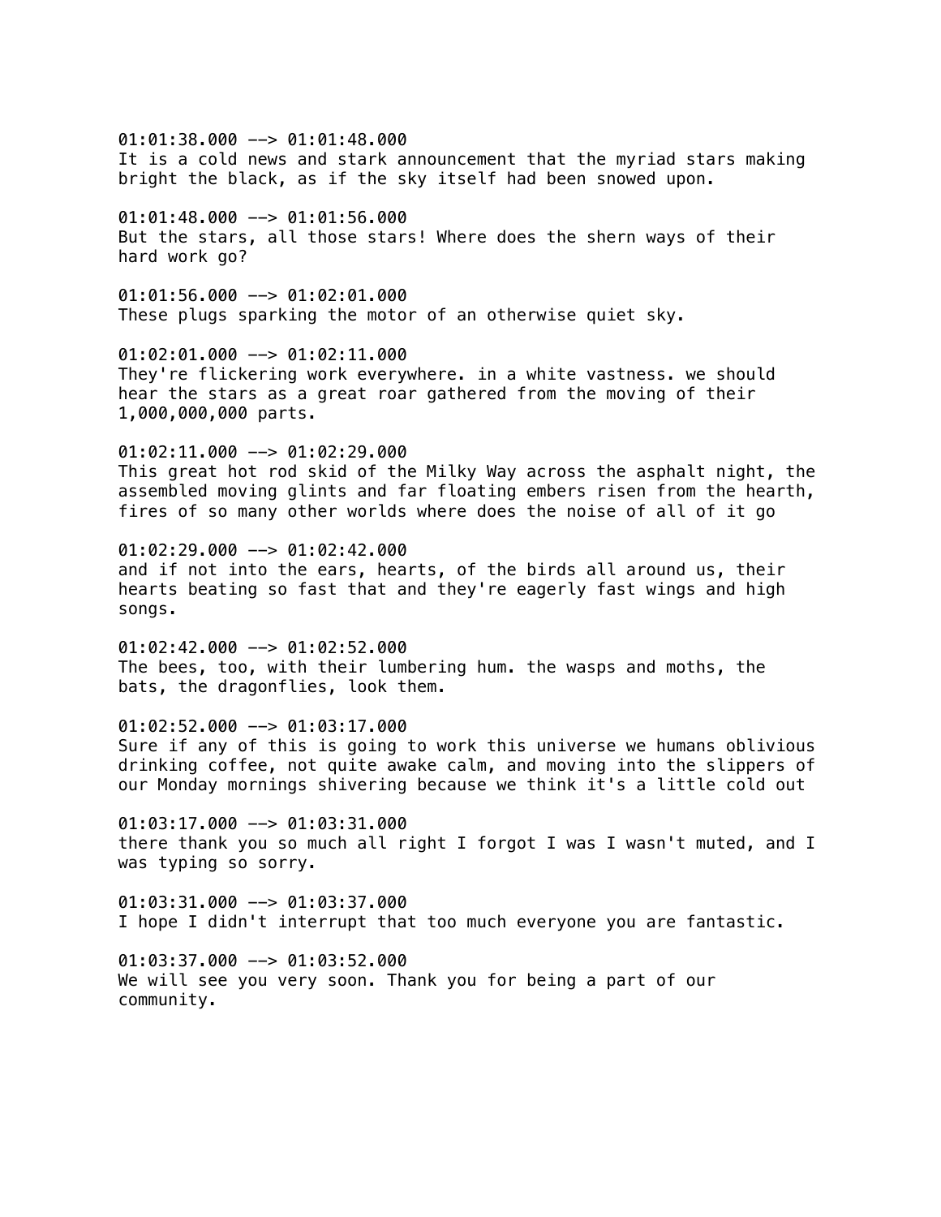01:01:38.000 --> 01:01:48.000
It is a cold news and stark announcement that the myriad stars making bright the black, as if the sky itself had been snowed upon.

01:01:48.000 --> 01:01:56.000
But the stars, all those stars! Where does the shern ways of their hard work go?

01:01:56.000 --> 01:02:01.000
These plugs sparking the motor of an otherwise quiet sky.

01:02:01.000 --> 01:02:11.000
They're flickering work everywhere. in a white vastness. we should hear the stars as a great roar gathered from the moving of their 1,000,000,000 parts.

01:02:11.000 --> 01:02:29.000
This great hot rod skid of the Milky Way across the asphalt night, the assembled moving glints and far floating embers risen from the hearth, fires of so many other worlds where does the noise of all of it go

01:02:29.000 --> 01:02:42.000
and if not into the ears, hearts, of the birds all around us, their hearts beating so fast that and they're eagerly fast wings and high songs.

01:02:42.000 --> 01:02:52.000
The bees, too, with their lumbering hum. the wasps and moths, the bats, the dragonflies, look them.

01:02:52.000 --> 01:03:17.000
Sure if any of this is going to work this universe we humans oblivious drinking coffee, not quite awake calm, and moving into the slippers of our Monday mornings shivering because we think it's a little cold out

01:03:17.000 --> 01:03:31.000
there thank you so much all right I forgot I was I wasn't muted, and I was typing so sorry.

01:03:31.000 --> 01:03:37.000
I hope I didn't interrupt that too much everyone you are fantastic.

01:03:37.000 --> 01:03:52.000
We will see you very soon. Thank you for being a part of our community.